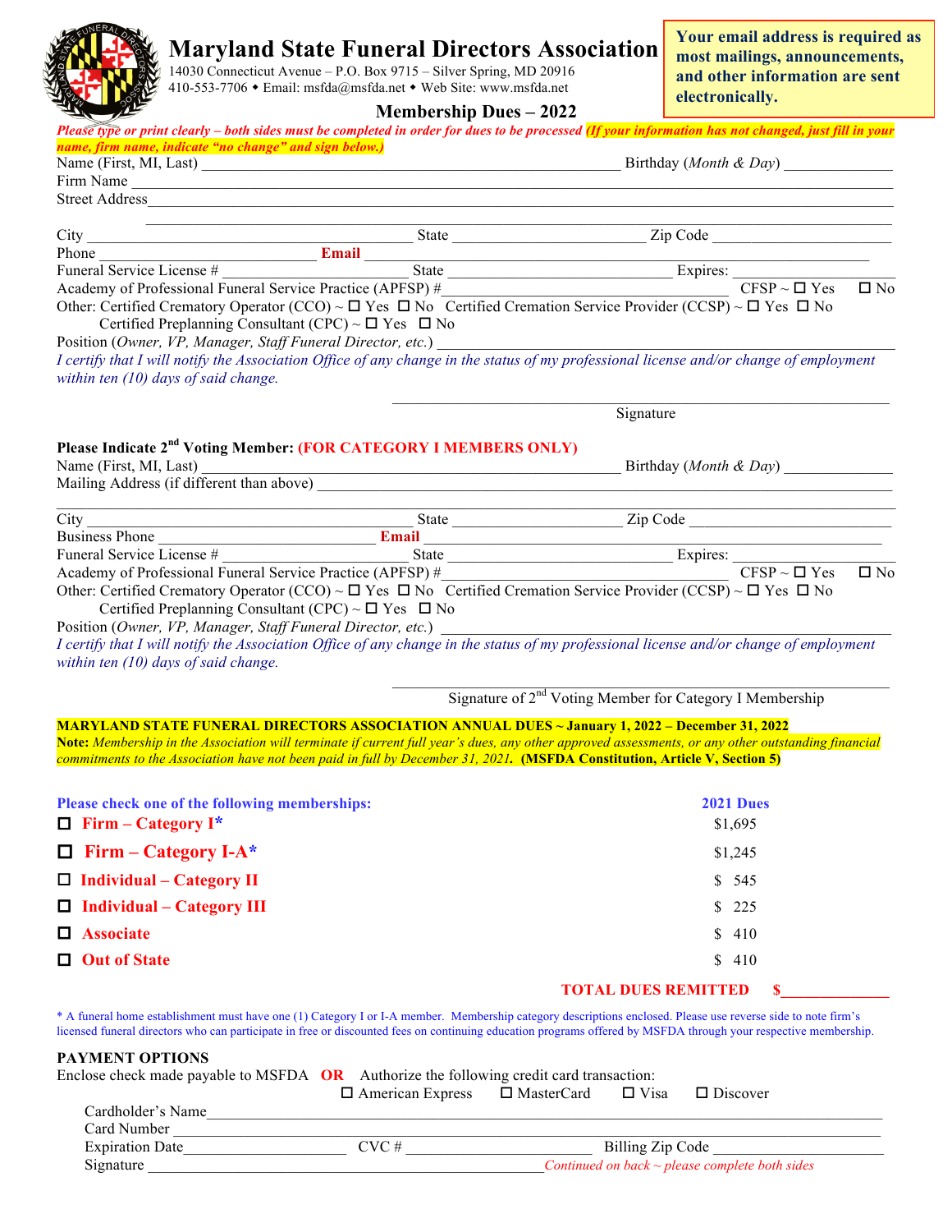# Maryland State Funeral Directors Association

14030 Connecticut Avenue – P.O. Box 9715 – Silver Spring, MD 20916
410-553-7706 • Email: msfda@msfda.net • Web Site: www.msfda.net

**Your email address is required as most mailings, announcements, and other information are sent electronically.**

## Membership Dues – 2022

*Please type or print clearly – both sides must be completed in order for dues to be processed* ***(If your information has not changed, just fill in your name, firm name, indicate "no change" and sign below.)***

Name (First, MI, Last) ________________________________ Birthday (*Month & Day*) ____________

Firm Name ____________________________________________

Street Address ____________________________________________

____________________________________________

City ____________________ State ____________ Zip Code ____________

Phone ____________________ **Email** ____________________

Funeral Service License # ____________ State ____________ Expires: ____________

Academy of Professional Funeral Service Practice (APFSP) #____________ CFSP ~ ☐ Yes ☐ No

Other: Certified Crematory Operator (CCO) ~ ☐ Yes ☐ No Certified Cremation Service Provider (CCSP) ~ ☐ Yes ☐ No
Certified Preplanning Consultant (CPC) ~ ☐ Yes ☐ No

Position (*Owner, VP, Manager, Staff Funeral Director, etc.*) ____________________

*I certify that I will notify the Association Office of any change in the status of my professional license and/or change of employment within ten (10) days of said change.*

____________________________________________
Signature

**Please Indicate 2nd Voting Member: (FOR CATEGORY I MEMBERS ONLY)**

Name (First, MI, Last) ________________________________ Birthday (*Month & Day*) ____________

Mailing Address (if different than above) ____________________________________________

____________________________________________

City ____________________ State ____________ Zip Code ____________

Business Phone ____________________ **Email** ____________________

Funeral Service License # ____________ State ____________ Expires: ____________

Academy of Professional Funeral Service Practice (APFSP) #____________ CFSP ~ ☐ Yes ☐ No

Other: Certified Crematory Operator (CCO) ~ ☐ Yes ☐ No Certified Cremation Service Provider (CCSP) ~ ☐ Yes ☐ No
Certified Preplanning Consultant (CPC) ~ ☐ Yes ☐ No

Position (*Owner, VP, Manager, Staff Funeral Director, etc.*) ____________________

*I certify that I will notify the Association Office of any change in the status of my professional license and/or change of employment within ten (10) days of said change.*

____________________________________________
Signature of 2nd Voting Member for Category I Membership

**MARYLAND STATE FUNERAL DIRECTORS ASSOCIATION ANNUAL DUES ~ January 1, 2022 – December 31, 2022**

**Note:** *Membership in the Association will terminate if current full year's dues, any other approved assessments, or any other outstanding financial commitments to the Association have not been paid in full by December 31, 2021.* **(MSFDA Constitution, Article V, Section 5)**

| Please check one of the following memberships: | 2021 Dues |
|---|---|
| ☐ **Firm – Category I*** | $1,695 |
| ☐ **Firm – Category I-A*** | $1,245 |
| ☐ **Individual – Category II** | $ 545 |
| ☐ **Individual – Category III** | $ 225 |
| ☐ **Associate** | $ 410 |
| ☐ **Out of State** | $ 410 |

**TOTAL DUES REMITTED $____________**

* A funeral home establishment must have one (1) Category I or I-A member. Membership category descriptions enclosed. Please use reverse side to note firm's licensed funeral directors who can participate in free or discounted fees on continuing education programs offered by MSFDA through your respective membership.

**PAYMENT OPTIONS**

Enclose check made payable to MSFDA **OR** Authorize the following credit card transaction:
☐ American Express ☐ MasterCard ☐ Visa ☐ Discover

Cardholder's Name ____________________________________________

Card Number ____________________________________________

Expiration Date ____________ CVC # ____________ Billing Zip Code ____________

Signature ____________________________________________ *Continued on back ~ please complete both sides*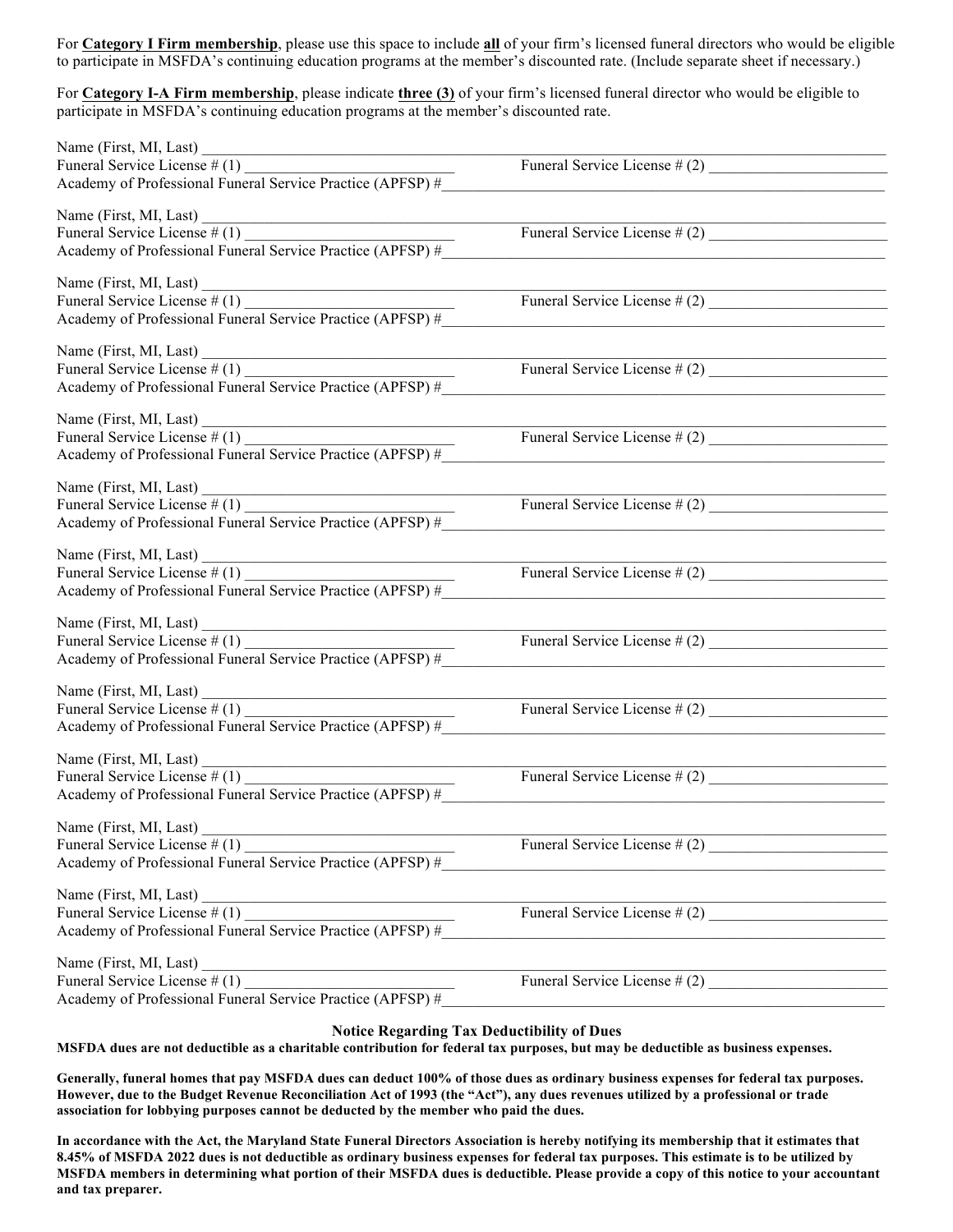For **Category I Firm membership**, please use this space to include **all** of your firm's licensed funeral directors who would be eligible to participate in MSFDA's continuing education programs at the member's discounted rate. (Include separate sheet if necessary.)

For **Category I-A Firm membership**, please indicate **three (3)** of your firm's licensed funeral director who would be eligible to participate in MSFDA's continuing education programs at the member's discounted rate.

Name (First, MI, Last) ______________________________________________
Funeral Service License # (1) ____________________ Funeral Service License # (2) ____________________
Academy of Professional Funeral Service Practice (APFSP) #______________________________

Name (First, MI, Last) ______________________________________________
Funeral Service License # (1) ____________________ Funeral Service License # (2) ____________________
Academy of Professional Funeral Service Practice (APFSP) #______________________________

Name (First, MI, Last) ______________________________________________
Funeral Service License # (1) ____________________ Funeral Service License # (2) ____________________
Academy of Professional Funeral Service Practice (APFSP) #______________________________

Name (First, MI, Last) ______________________________________________
Funeral Service License # (1) ____________________ Funeral Service License # (2) ____________________
Academy of Professional Funeral Service Practice (APFSP) #______________________________

Name (First, MI, Last) ______________________________________________
Funeral Service License # (1) ____________________ Funeral Service License # (2) ____________________
Academy of Professional Funeral Service Practice (APFSP) #______________________________

Name (First, MI, Last) ______________________________________________
Funeral Service License # (1) ____________________ Funeral Service License # (2) ____________________
Academy of Professional Funeral Service Practice (APFSP) #______________________________

Name (First, MI, Last) ______________________________________________
Funeral Service License # (1) ____________________ Funeral Service License # (2) ____________________
Academy of Professional Funeral Service Practice (APFSP) #______________________________

Name (First, MI, Last) ______________________________________________
Funeral Service License # (1) ____________________ Funeral Service License # (2) ____________________
Academy of Professional Funeral Service Practice (APFSP) #______________________________

Name (First, MI, Last) ______________________________________________
Funeral Service License # (1) ____________________ Funeral Service License # (2) ____________________
Academy of Professional Funeral Service Practice (APFSP) #______________________________

Name (First, MI, Last) ______________________________________________
Funeral Service License # (1) ____________________ Funeral Service License # (2) ____________________
Academy of Professional Funeral Service Practice (APFSP) #______________________________

Name (First, MI, Last) ______________________________________________
Funeral Service License # (1) ____________________ Funeral Service License # (2) ____________________
Academy of Professional Funeral Service Practice (APFSP) #______________________________

Name (First, MI, Last) ______________________________________________
Funeral Service License # (1) ____________________ Funeral Service License # (2) ____________________
Academy of Professional Funeral Service Practice (APFSP) #______________________________

Name (First, MI, Last) ______________________________________________
Funeral Service License # (1) ____________________ Funeral Service License # (2) ____________________
Academy of Professional Funeral Service Practice (APFSP) #______________________________

### Notice Regarding Tax Deductibility of Dues

**MSFDA dues are not deductible as a charitable contribution for federal tax purposes, but may be deductible as business expenses.**

**Generally, funeral homes that pay MSFDA dues can deduct 100% of those dues as ordinary business expenses for federal tax purposes. However, due to the Budget Revenue Reconciliation Act of 1993 (the "Act"), any dues revenues utilized by a professional or trade association for lobbying purposes cannot be deducted by the member who paid the dues.**

**In accordance with the Act, the Maryland State Funeral Directors Association is hereby notifying its membership that it estimates that 8.45% of MSFDA 2022 dues is not deductible as ordinary business expenses for federal tax purposes. This estimate is to be utilized by MSFDA members in determining what portion of their MSFDA dues is deductible. Please provide a copy of this notice to your accountant and tax preparer.**